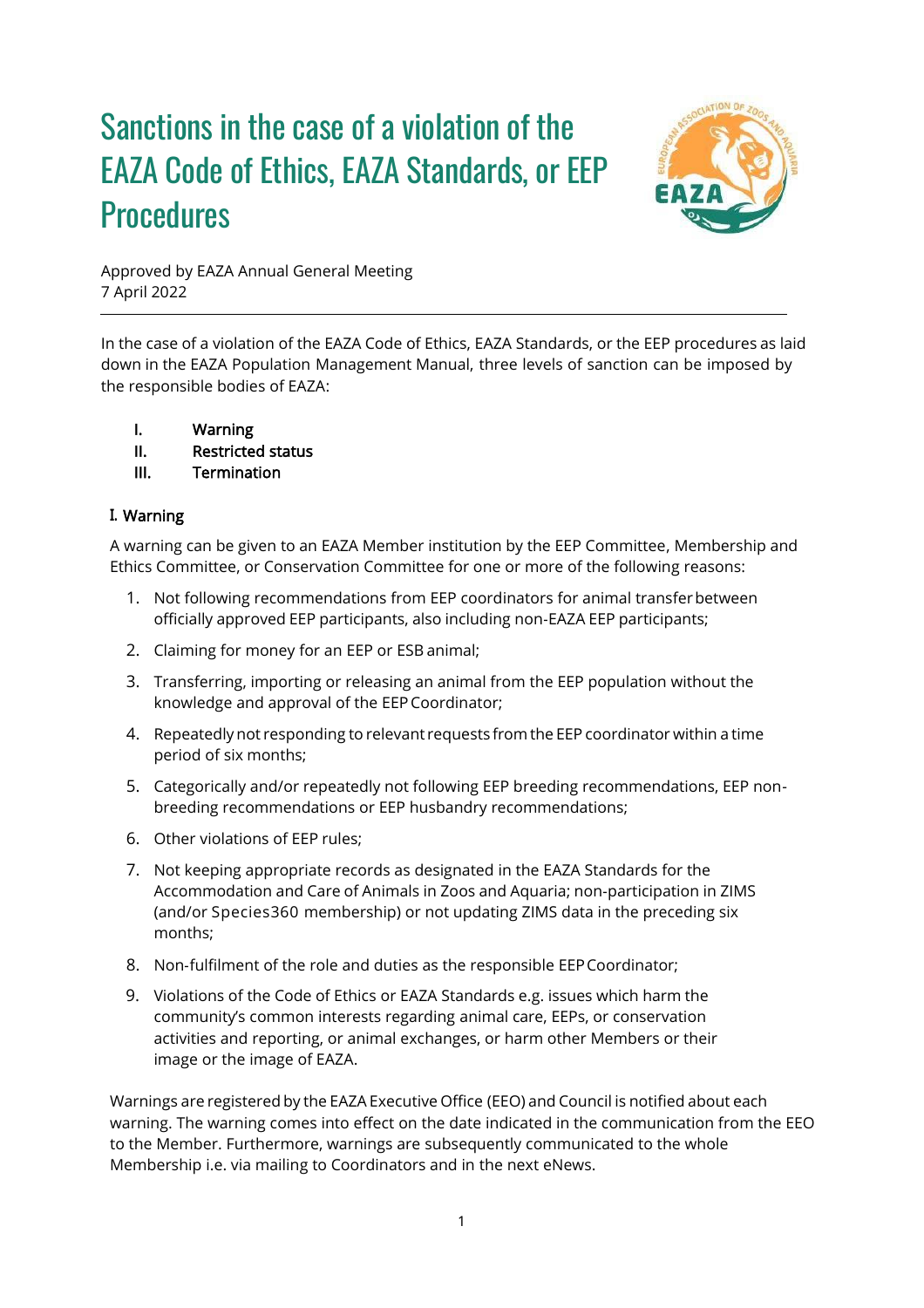# Sanctions in the case of a violation of the EAZA Code of Ethics, EAZA Standards, or EEP Procedures

Approved by EAZA Annual General Meeting
7 April 2022

---

In the case of a violation of the EAZA Code of Ethics, EAZA Standards, or the EEP procedures as laid down in the EAZA Population Management Manual, three levels of sanction can be imposed by the responsible bodies of EAZA:

- I. **Warning**
- II. **Restricted status**
- III. **Termination**

## I. Warning

A warning can be given to an EAZA Member institution by the EEP Committee, Membership and Ethics Committee, or Conservation Committee for one or more of the following reasons:

1. Not following recommendations from EEP coordinators for animal transfer between officially approved EEP participants, also including non-EAZA EEP participants;
2. Claiming for money for an EEP or ESB animal;
3. Transferring, importing or releasing an animal from the EEP population without the knowledge and approval of the EEP Coordinator;
4. Repeatedly not responding to relevant requests from the EEP coordinator within a time period of six months;
5. Categorically and/or repeatedly not following EEP breeding recommendations, EEP non-breeding recommendations or EEP husbandry recommendations;
6. Other violations of EEP rules;
7. Not keeping appropriate records as designated in the EAZA Standards for the Accommodation and Care of Animals in Zoos and Aquaria; non-participation in ZIMS (and/or Species360 membership) or not updating ZIMS data in the preceding six months;
8. Non-fulfilment of the role and duties as the responsible EEP Coordinator;
9. Violations of the Code of Ethics or EAZA Standards e.g. issues which harm the community's common interests regarding animal care, EEPs, or conservation activities and reporting, or animal exchanges, or harm other Members or their image or the image of EAZA.

Warnings are registered by the EAZA Executive Office (EEO) and Council is notified about each warning. The warning comes into effect on the date indicated in the communication from the EEO to the Member. Furthermore, warnings are subsequently communicated to the whole Membership i.e. via mailing to Coordinators and in the next eNews.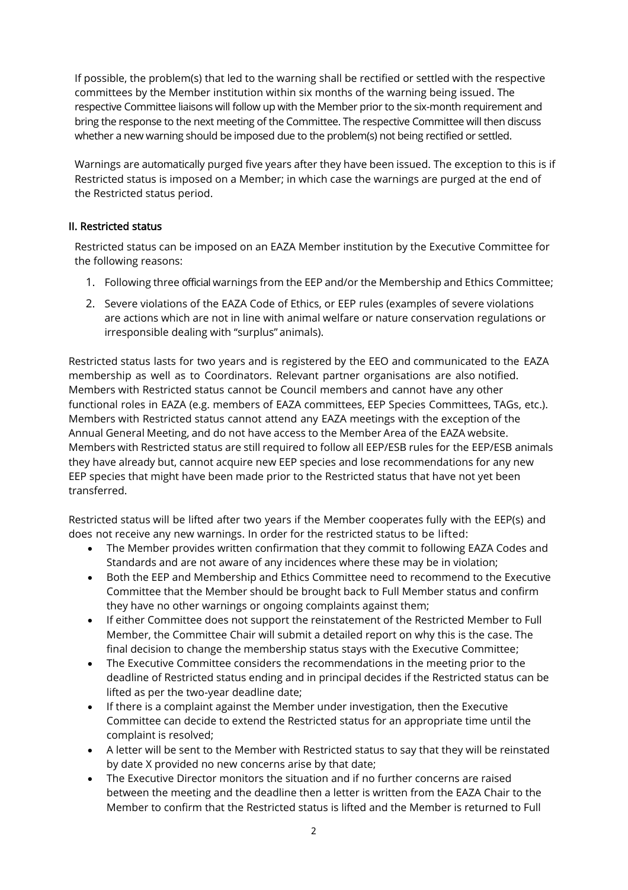If possible, the problem(s) that led to the warning shall be rectified or settled with the respective committees by the Member institution within six months of the warning being issued. The respective Committee liaisons will follow up with the Member prior to the six-month requirement and bring the response to the next meeting of the Committee. The respective Committee will then discuss whether a new warning should be imposed due to the problem(s) not being rectified or settled.

Warnings are automatically purged five years after they have been issued. The exception to this is if Restricted status is imposed on a Member; in which case the warnings are purged at the end of the Restricted status period.

### II. Restricted status

Restricted status can be imposed on an EAZA Member institution by the Executive Committee for the following reasons:

1. Following three official warnings from the EEP and/or the Membership and Ethics Committee;
2. Severe violations of the EAZA Code of Ethics, or EEP rules (examples of severe violations are actions which are not in line with animal welfare or nature conservation regulations or irresponsible dealing with "surplus" animals).

Restricted status lasts for two years and is registered by the EEO and communicated to the EAZA membership as well as to Coordinators. Relevant partner organisations are also notified. Members with Restricted status cannot be Council members and cannot have any other functional roles in EAZA (e.g. members of EAZA committees, EEP Species Committees, TAGs, etc.). Members with Restricted status cannot attend any EAZA meetings with the exception of the Annual General Meeting, and do not have access to the Member Area of the EAZA website. Members with Restricted status are still required to follow all EEP/ESB rules for the EEP/ESB animals they have already but, cannot acquire new EEP species and lose recommendations for any new EEP species that might have been made prior to the Restricted status that have not yet been transferred.

Restricted status will be lifted after two years if the Member cooperates fully with the EEP(s) and does not receive any new warnings. In order for the restricted status to be lifted:

- The Member provides written confirmation that they commit to following EAZA Codes and Standards and are not aware of any incidences where these may be in violation;
- Both the EEP and Membership and Ethics Committee need to recommend to the Executive Committee that the Member should be brought back to Full Member status and confirm they have no other warnings or ongoing complaints against them;
- If either Committee does not support the reinstatement of the Restricted Member to Full Member, the Committee Chair will submit a detailed report on why this is the case. The final decision to change the membership status stays with the Executive Committee;
- The Executive Committee considers the recommendations in the meeting prior to the deadline of Restricted status ending and in principal decides if the Restricted status can be lifted as per the two-year deadline date;
- If there is a complaint against the Member under investigation, then the Executive Committee can decide to extend the Restricted status for an appropriate time until the complaint is resolved;
- A letter will be sent to the Member with Restricted status to say that they will be reinstated by date X provided no new concerns arise by that date;
- The Executive Director monitors the situation and if no further concerns are raised between the meeting and the deadline then a letter is written from the EAZA Chair to the Member to confirm that the Restricted status is lifted and the Member is returned to Full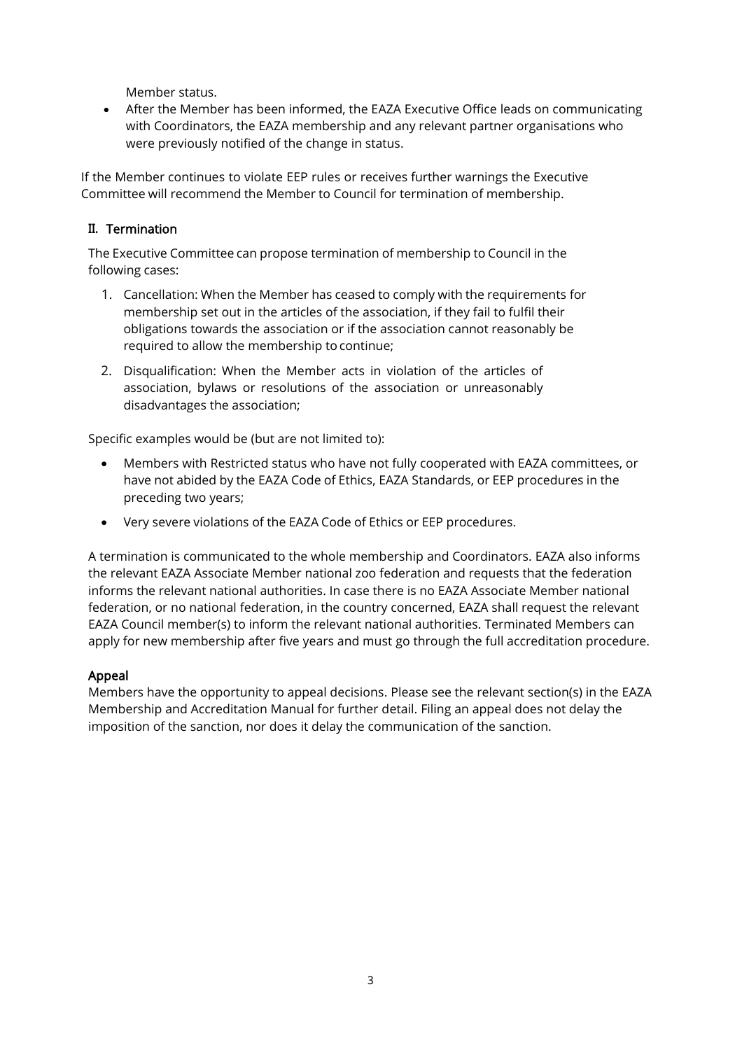Member status.

- After the Member has been informed, the EAZA Executive Office leads on communicating with Coordinators, the EAZA membership and any relevant partner organisations who were previously notified of the change in status.

If the Member continues to violate EEP rules or receives further warnings the Executive Committee will recommend the Member to Council for termination of membership.

### II. Termination

The Executive Committee can propose termination of membership to Council in the following cases:

1. Cancellation: When the Member has ceased to comply with the requirements for membership set out in the articles of the association, if they fail to fulfil their obligations towards the association or if the association cannot reasonably be required to allow the membership to continue;
2. Disqualification: When the Member acts in violation of the articles of association, bylaws or resolutions of the association or unreasonably disadvantages the association;

Specific examples would be (but are not limited to):

- Members with Restricted status who have not fully cooperated with EAZA committees, or have not abided by the EAZA Code of Ethics, EAZA Standards, or EEP procedures in the preceding two years;
- Very severe violations of the EAZA Code of Ethics or EEP procedures.

A termination is communicated to the whole membership and Coordinators. EAZA also informs the relevant EAZA Associate Member national zoo federation and requests that the federation informs the relevant national authorities. In case there is no EAZA Associate Member national federation, or no national federation, in the country concerned, EAZA shall request the relevant EAZA Council member(s) to inform the relevant national authorities. Terminated Members can apply for new membership after five years and must go through the full accreditation procedure.

### Appeal

Members have the opportunity to appeal decisions. Please see the relevant section(s) in the EAZA Membership and Accreditation Manual for further detail. Filing an appeal does not delay the imposition of the sanction, nor does it delay the communication of the sanction.